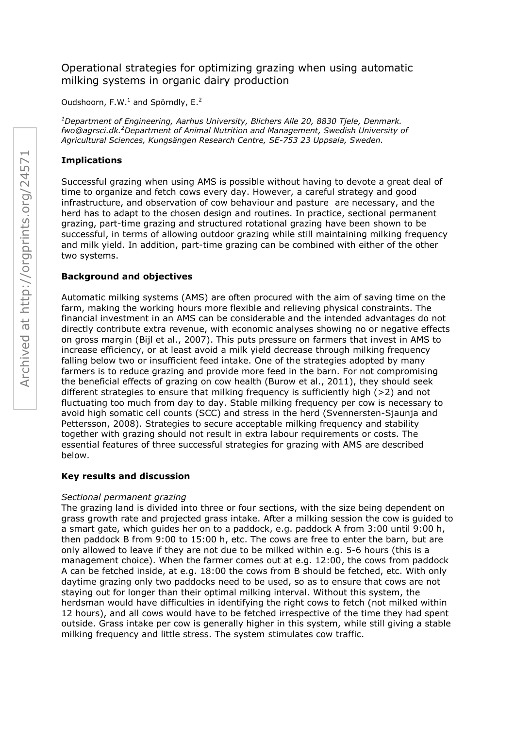# Operational strategies for optimizing grazing when using automatic milking systems in organic dairy production

Oudshoorn, F.W.[1] and Spörndly, E.[2]

*[1]Department of Engineering, Aarhus University, Blichers Alle 20, 8830 Tjele, Denmark. fwo@agrsci.dk.[2]Department of Animal Nutrition and Management, Swedish University of Agricultural Sciences, Kungsängen Research Centre, SE-753 23 Uppsala, Sweden.*

## Implications

Successful grazing when using AMS is possible without having to devote a great deal of time to organize and fetch cows every day. However, a careful strategy and good infrastructure, and observation of cow behaviour and pasture are necessary, and the herd has to adapt to the chosen design and routines. In practice, sectional permanent grazing, part-time grazing and structured rotational grazing have been shown to be successful, in terms of allowing outdoor grazing while still maintaining milking frequency and milk yield. In addition, part-time grazing can be combined with either of the other two systems.

## Background and objectives

Automatic milking systems (AMS) are often procured with the aim of saving time on the farm, making the working hours more flexible and relieving physical constraints. The financial investment in an AMS can be considerable and the intended advantages do not directly contribute extra revenue, with economic analyses showing no or negative effects on gross margin (Bijl et al., 2007). This puts pressure on farmers that invest in AMS to increase efficiency, or at least avoid a milk yield decrease through milking frequency falling below two or insufficient feed intake. One of the strategies adopted by many farmers is to reduce grazing and provide more feed in the barn. For not compromising the beneficial effects of grazing on cow health (Burow et al., 2011), they should seek different strategies to ensure that milking frequency is sufficiently high (>2) and not fluctuating too much from day to day. Stable milking frequency per cow is necessary to avoid high somatic cell counts (SCC) and stress in the herd (Svennersten-Sjaunja and Pettersson, 2008). Strategies to secure acceptable milking frequency and stability together with grazing should not result in extra labour requirements or costs. The essential features of three successful strategies for grazing with AMS are described below.

## Key results and discussion

*Sectional permanent grazing*

The grazing land is divided into three or four sections, with the size being dependent on grass growth rate and projected grass intake. After a milking session the cow is guided to a smart gate, which guides her on to a paddock, e.g. paddock A from 3:00 until 9:00 h, then paddock B from 9:00 to 15:00 h, etc. The cows are free to enter the barn, but are only allowed to leave if they are not due to be milked within e.g. 5-6 hours (this is a management choice). When the farmer comes out at e.g. 12:00, the cows from paddock A can be fetched inside, at e.g. 18:00 the cows from B should be fetched, etc. With only daytime grazing only two paddocks need to be used, so as to ensure that cows are not staying out for longer than their optimal milking interval. Without this system, the herdsman would have difficulties in identifying the right cows to fetch (not milked within 12 hours), and all cows would have to be fetched irrespective of the time they had spent outside. Grass intake per cow is generally higher in this system, while still giving a stable milking frequency and little stress. The system stimulates cow traffic.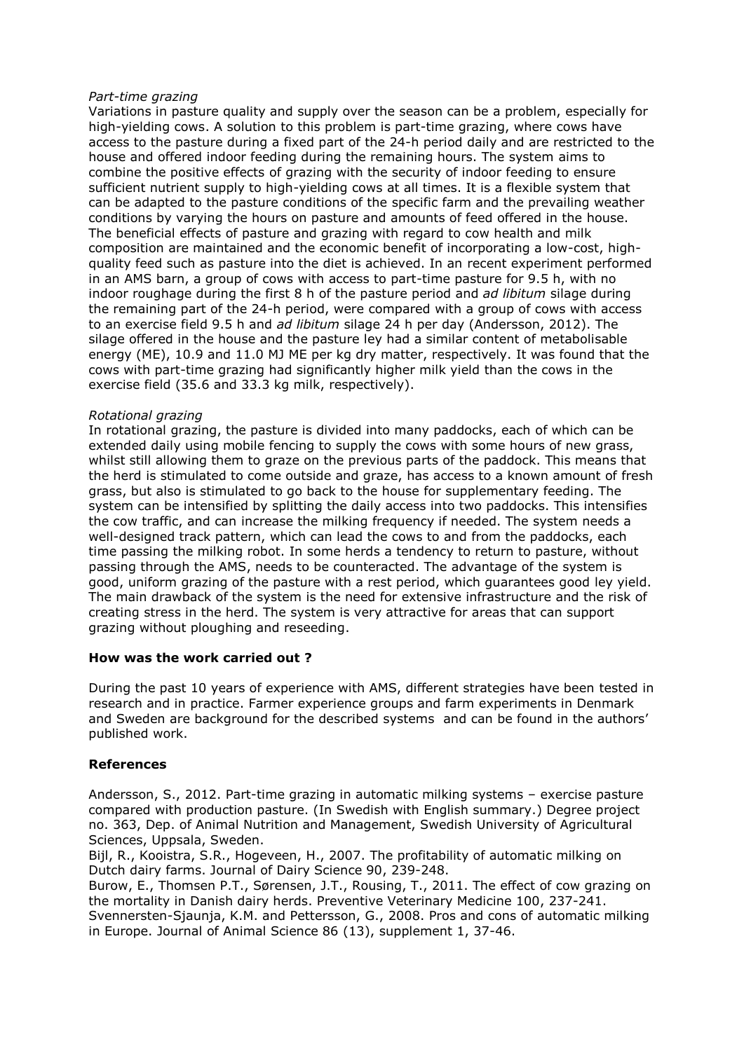*Part-time grazing*

Variations in pasture quality and supply over the season can be a problem, especially for high-yielding cows. A solution to this problem is part-time grazing, where cows have access to the pasture during a fixed part of the 24-h period daily and are restricted to the house and offered indoor feeding during the remaining hours. The system aims to combine the positive effects of grazing with the security of indoor feeding to ensure sufficient nutrient supply to high-yielding cows at all times. It is a flexible system that can be adapted to the pasture conditions of the specific farm and the prevailing weather conditions by varying the hours on pasture and amounts of feed offered in the house. The beneficial effects of pasture and grazing with regard to cow health and milk composition are maintained and the economic benefit of incorporating a low-cost, high-quality feed such as pasture into the diet is achieved. In an recent experiment performed in an AMS barn, a group of cows with access to part-time pasture for 9.5 h, with no indoor roughage during the first 8 h of the pasture period and *ad libitum* silage during the remaining part of the 24-h period, were compared with a group of cows with access to an exercise field 9.5 h and *ad libitum* silage 24 h per day (Andersson, 2012). The silage offered in the house and the pasture ley had a similar content of metabolisable energy (ME), 10.9 and 11.0 MJ ME per kg dry matter, respectively. It was found that the cows with part-time grazing had significantly higher milk yield than the cows in the exercise field (35.6 and 33.3 kg milk, respectively).

*Rotational grazing*

In rotational grazing, the pasture is divided into many paddocks, each of which can be extended daily using mobile fencing to supply the cows with some hours of new grass, whilst still allowing them to graze on the previous parts of the paddock. This means that the herd is stimulated to come outside and graze, has access to a known amount of fresh grass, but also is stimulated to go back to the house for supplementary feeding. The system can be intensified by splitting the daily access into two paddocks. This intensifies the cow traffic, and can increase the milking frequency if needed. The system needs a well-designed track pattern, which can lead the cows to and from the paddocks, each time passing the milking robot. In some herds a tendency to return to pasture, without passing through the AMS, needs to be counteracted. The advantage of the system is good, uniform grazing of the pasture with a rest period, which guarantees good ley yield. The main drawback of the system is the need for extensive infrastructure and the risk of creating stress in the herd. The system is very attractive for areas that can support grazing without ploughing and reseeding.

## How was the work carried out ?

During the past 10 years of experience with AMS, different strategies have been tested in research and in practice. Farmer experience groups and farm experiments in Denmark and Sweden are background for the described systems and can be found in the authors' published work.

## References

Andersson, S., 2012. Part-time grazing in automatic milking systems – exercise pasture compared with production pasture. (In Swedish with English summary.) Degree project no. 363, Dep. of Animal Nutrition and Management, Swedish University of Agricultural Sciences, Uppsala, Sweden.

Bijl, R., Kooistra, S.R., Hogeveen, H., 2007. The profitability of automatic milking on Dutch dairy farms. Journal of Dairy Science 90, 239-248.

Burow, E., Thomsen P.T., Sørensen, J.T., Rousing, T., 2011. The effect of cow grazing on the mortality in Danish dairy herds. Preventive Veterinary Medicine 100, 237-241.

Svennersten-Sjaunja, K.M. and Pettersson, G., 2008. Pros and cons of automatic milking in Europe. Journal of Animal Science 86 (13), supplement 1, 37-46.